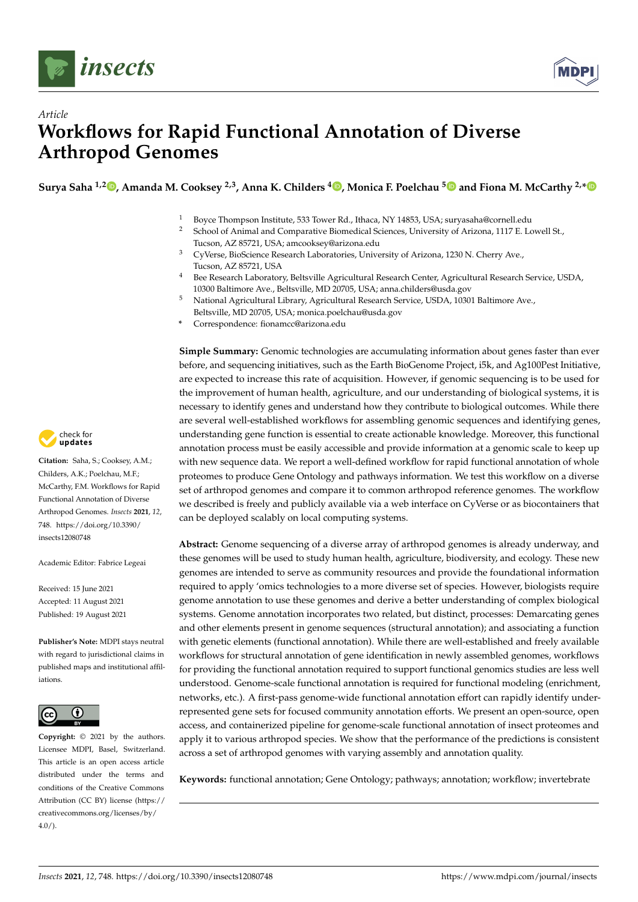*Article*

# Workflows for Rapid Functional Annotation of Diverse Arthropod Genomes

**Surya Saha [1,2], Amanda M. Cooksey [2,3], Anna K. Childers [4], Monica F. Poelchau [5] and Fiona M. McCarthy [2,*]**

[1] Boyce Thompson Institute, 533 Tower Rd., Ithaca, NY 14853, USA; suryasaha@cornell.edu
[2] School of Animal and Comparative Biomedical Sciences, University of Arizona, 1117 E. Lowell St., Tucson, AZ 85721, USA; amcooksey@arizona.edu
[3] CyVerse, BioScience Research Laboratories, University of Arizona, 1230 N. Cherry Ave., Tucson, AZ 85721, USA
[4] Bee Research Laboratory, Beltsville Agricultural Research Center, Agricultural Research Service, USDA, 10300 Baltimore Ave., Beltsville, MD 20705, USA; anna.childers@usda.gov
[5] National Agricultural Library, Agricultural Research Service, USDA, 10301 Baltimore Ave., Beltsville, MD 20705, USA; monica.poelchau@usda.gov
\* Correspondence: fionamcc@arizona.edu

**Citation:** Saha, S.; Cooksey, A.M.; Childers, A.K.; Poelchau, M.F.; McCarthy, F.M. Workflows for Rapid Functional Annotation of Diverse Arthropod Genomes. *Insects* **2021**, *12*, 748. https://doi.org/10.3390/insects12080748

Academic Editor: Fabrice Legeai

Received: 15 June 2021
Accepted: 11 August 2021
Published: 19 August 2021

**Publisher's Note:** MDPI stays neutral with regard to jurisdictional claims in published maps and institutional affiliations.

**Copyright:** © 2021 by the authors. Licensee MDPI, Basel, Switzerland. This article is an open access article distributed under the terms and conditions of the Creative Commons Attribution (CC BY) license (https://creativecommons.org/licenses/by/4.0/).

**Simple Summary:** Genomic technologies are accumulating information about genes faster than ever before, and sequencing initiatives, such as the Earth BioGenome Project, i5k, and Ag100Pest Initiative, are expected to increase this rate of acquisition. However, if genomic sequencing is to be used for the improvement of human health, agriculture, and our understanding of biological systems, it is necessary to identify genes and understand how they contribute to biological outcomes. While there are several well-established workflows for assembling genomic sequences and identifying genes, understanding gene function is essential to create actionable knowledge. Moreover, this functional annotation process must be easily accessible and provide information at a genomic scale to keep up with new sequence data. We report a well-defined workflow for rapid functional annotation of whole proteomes to produce Gene Ontology and pathways information. We test this workflow on a diverse set of arthropod genomes and compare it to common arthropod reference genomes. The workflow we described is freely and publicly available via a web interface on CyVerse or as biocontainers that can be deployed scalably on local computing systems.

**Abstract:** Genome sequencing of a diverse array of arthropod genomes is already underway, and these genomes will be used to study human health, agriculture, biodiversity, and ecology. These new genomes are intended to serve as community resources and provide the foundational information required to apply 'omics technologies to a more diverse set of species. However, biologists require genome annotation to use these genomes and derive a better understanding of complex biological systems. Genome annotation incorporates two related, but distinct, processes: Demarcating genes and other elements present in genome sequences (structural annotation); and associating a function with genetic elements (functional annotation). While there are well-established and freely available workflows for structural annotation of gene identification in newly assembled genomes, workflows for providing the functional annotation required to support functional genomics studies are less well understood. Genome-scale functional annotation is required for functional modeling (enrichment, networks, etc.). A first-pass genome-wide functional annotation effort can rapidly identify under-represented gene sets for focused community annotation efforts. We present an open-source, open access, and containerized pipeline for genome-scale functional annotation of insect proteomes and apply it to various arthropod species. We show that the performance of the predictions is consistent across a set of arthropod genomes with varying assembly and annotation quality.

**Keywords:** functional annotation; Gene Ontology; pathways; annotation; workflow; invertebrate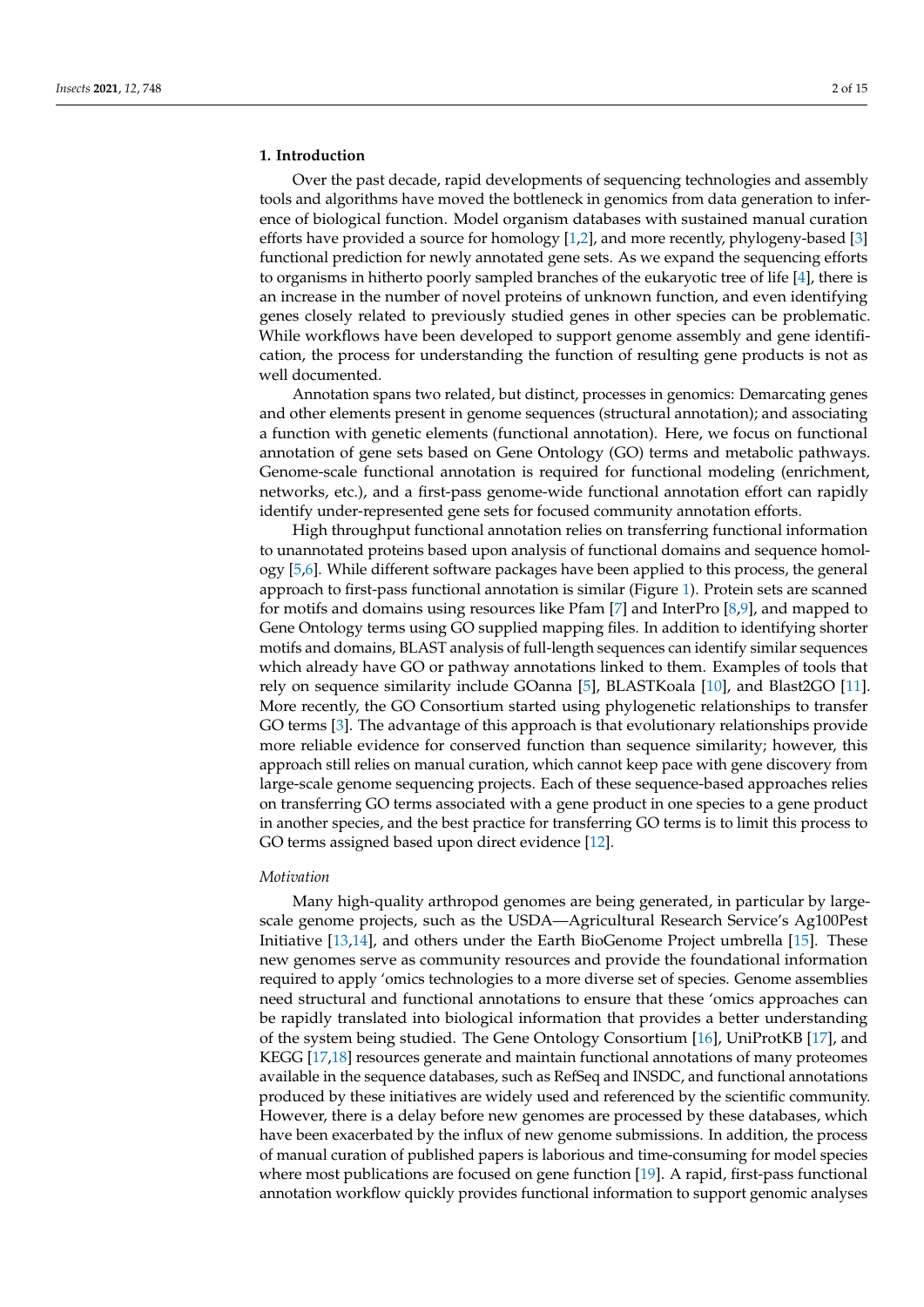## 1. Introduction

Over the past decade, rapid developments of sequencing technologies and assembly tools and algorithms have moved the bottleneck in genomics from data generation to inference of biological function. Model organism databases with sustained manual curation efforts have provided a source for homology [1,2], and more recently, phylogeny-based [3] functional prediction for newly annotated gene sets. As we expand the sequencing efforts to organisms in hitherto poorly sampled branches of the eukaryotic tree of life [4], there is an increase in the number of novel proteins of unknown function, and even identifying genes closely related to previously studied genes in other species can be problematic. While workflows have been developed to support genome assembly and gene identification, the process for understanding the function of resulting gene products is not as well documented.

Annotation spans two related, but distinct, processes in genomics: Demarcating genes and other elements present in genome sequences (structural annotation); and associating a function with genetic elements (functional annotation). Here, we focus on functional annotation of gene sets based on Gene Ontology (GO) terms and metabolic pathways. Genome-scale functional annotation is required for functional modeling (enrichment, networks, etc.), and a first-pass genome-wide functional annotation effort can rapidly identify under-represented gene sets for focused community annotation efforts.

High throughput functional annotation relies on transferring functional information to unannotated proteins based upon analysis of functional domains and sequence homology [5,6]. While different software packages have been applied to this process, the general approach to first-pass functional annotation is similar (Figure 1). Protein sets are scanned for motifs and domains using resources like Pfam [7] and InterPro [8,9], and mapped to Gene Ontology terms using GO supplied mapping files. In addition to identifying shorter motifs and domains, BLAST analysis of full-length sequences can identify similar sequences which already have GO or pathway annotations linked to them. Examples of tools that rely on sequence similarity include GOanna [5], BLASTKoala [10], and Blast2GO [11]. More recently, the GO Consortium started using phylogenetic relationships to transfer GO terms [3]. The advantage of this approach is that evolutionary relationships provide more reliable evidence for conserved function than sequence similarity; however, this approach still relies on manual curation, which cannot keep pace with gene discovery from large-scale genome sequencing projects. Each of these sequence-based approaches relies on transferring GO terms associated with a gene product in one species to a gene product in another species, and the best practice for transferring GO terms is to limit this process to GO terms assigned based upon direct evidence [12].

### *Motivation*

Many high-quality arthropod genomes are being generated, in particular by large-scale genome projects, such as the USDA—Agricultural Research Service's Ag100Pest Initiative [13,14], and others under the Earth BioGenome Project umbrella [15]. These new genomes serve as community resources and provide the foundational information required to apply 'omics technologies to a more diverse set of species. Genome assemblies need structural and functional annotations to ensure that these 'omics approaches can be rapidly translated into biological information that provides a better understanding of the system being studied. The Gene Ontology Consortium [16], UniProtKB [17], and KEGG [17,18] resources generate and maintain functional annotations of many proteomes available in the sequence databases, such as RefSeq and INSDC, and functional annotations produced by these initiatives are widely used and referenced by the scientific community. However, there is a delay before new genomes are processed by these databases, which have been exacerbated by the influx of new genome submissions. In addition, the process of manual curation of published papers is laborious and time-consuming for model species where most publications are focused on gene function [19]. A rapid, first-pass functional annotation workflow quickly provides functional information to support genomic analyses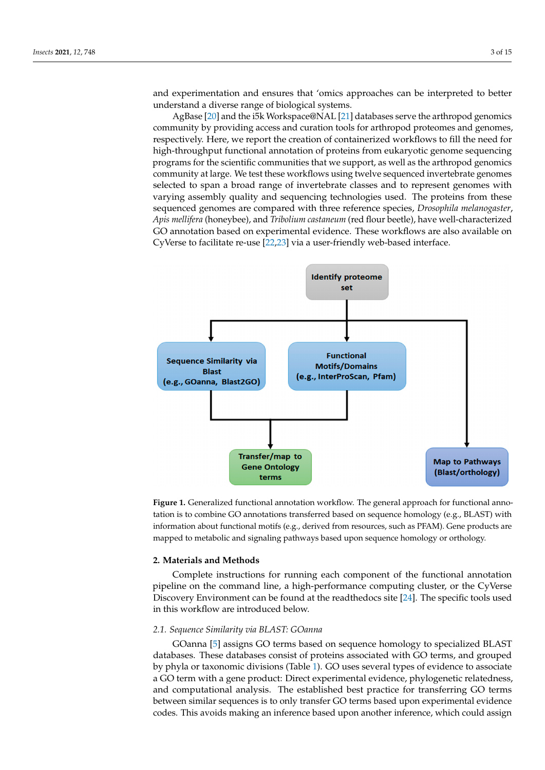and experimentation and ensures that 'omics approaches can be interpreted to better understand a diverse range of biological systems.

AgBase [20] and the i5k Workspace@NAL [21] databases serve the arthropod genomics community by providing access and curation tools for arthropod proteomes and genomes, respectively. Here, we report the creation of containerized workflows to fill the need for high-throughput functional annotation of proteins from eukaryotic genome sequencing programs for the scientific communities that we support, as well as the arthropod genomics community at large. We test these workflows using twelve sequenced invertebrate genomes selected to span a broad range of invertebrate classes and to represent genomes with varying assembly quality and sequencing technologies used. The proteins from these sequenced genomes are compared with three reference species, *Drosophila melanogaster*, *Apis mellifera* (honeybee), and *Tribolium castaneum* (red flour beetle), have well-characterized GO annotation based on experimental evidence. These workflows are also available on CyVerse to facilitate re-use [22,23] via a user-friendly web-based interface.

**Figure 1.** Generalized functional annotation workflow. The general approach for functional annotation is to combine GO annotations transferred based on sequence homology (e.g., BLAST) with information about functional motifs (e.g., derived from resources, such as PFAM). Gene products are mapped to metabolic and signaling pathways based upon sequence homology or orthology.

## 2. Materials and Methods

Complete instructions for running each component of the functional annotation pipeline on the command line, a high-performance computing cluster, or the CyVerse Discovery Environment can be found at the readthedocs site [24]. The specific tools used in this workflow are introduced below.

### 2.1. Sequence Similarity via BLAST: GOanna

GOanna [5] assigns GO terms based on sequence homology to specialized BLAST databases. These databases consist of proteins associated with GO terms, and grouped by phyla or taxonomic divisions (Table 1). GO uses several types of evidence to associate a GO term with a gene product: Direct experimental evidence, phylogenetic relatedness, and computational analysis. The established best practice for transferring GO terms between similar sequences is to only transfer GO terms based upon experimental evidence codes. This avoids making an inference based upon another inference, which could assign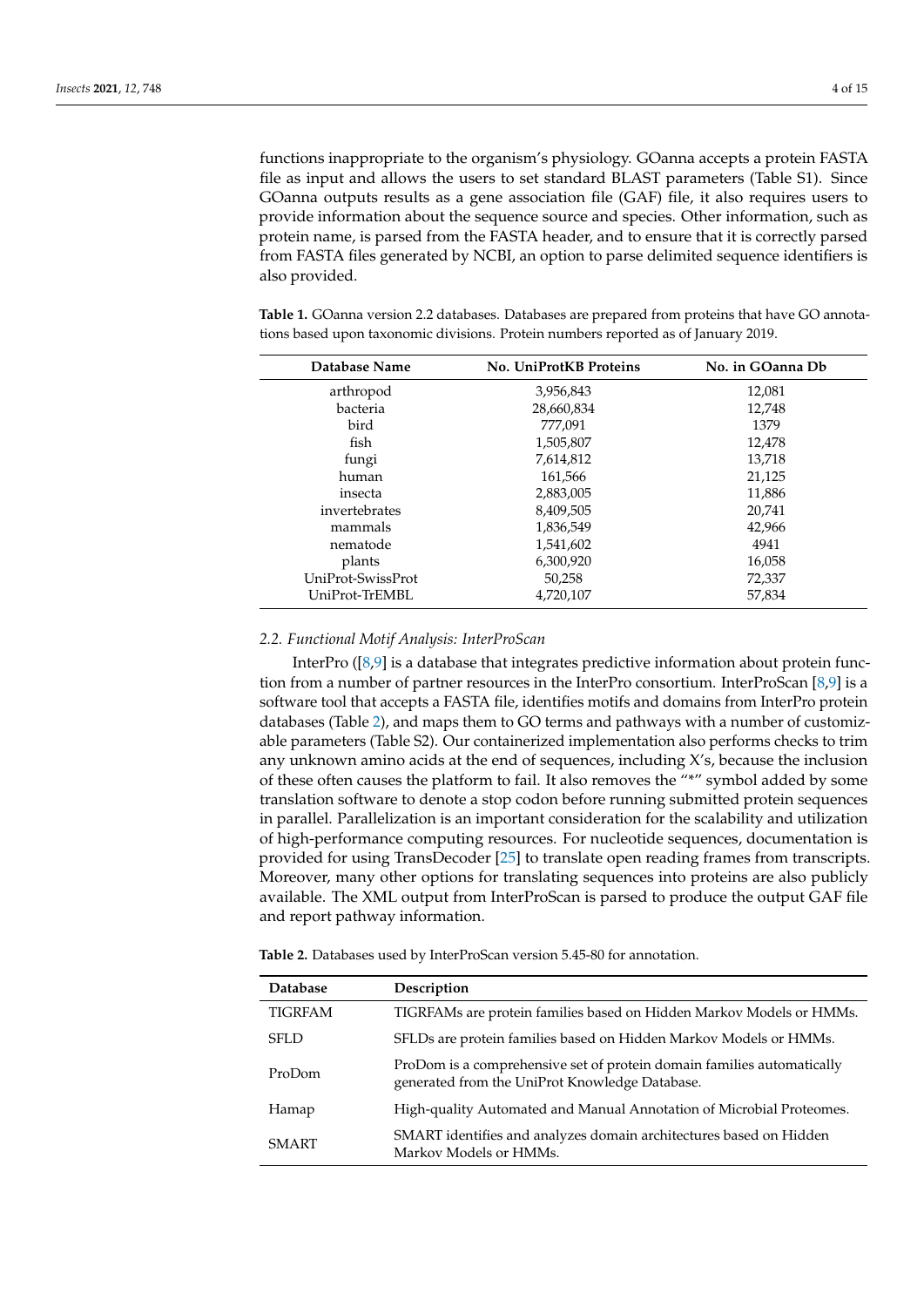functions inappropriate to the organism's physiology. GOanna accepts a protein FASTA file as input and allows the users to set standard BLAST parameters (Table S1). Since GOanna outputs results as a gene association file (GAF) file, it also requires users to provide information about the sequence source and species. Other information, such as protein name, is parsed from the FASTA header, and to ensure that it is correctly parsed from FASTA files generated by NCBI, an option to parse delimited sequence identifiers is also provided.

**Table 1.** GOanna version 2.2 databases. Databases are prepared from proteins that have GO annotations based upon taxonomic divisions. Protein numbers reported as of January 2019.

| Database Name | No. UniProtKB Proteins | No. in GOanna Db |
|---|---|---|
| arthropod | 3,956,843 | 12,081 |
| bacteria | 28,660,834 | 12,748 |
| bird | 777,091 | 1379 |
| fish | 1,505,807 | 12,478 |
| fungi | 7,614,812 | 13,718 |
| human | 161,566 | 21,125 |
| insecta | 2,883,005 | 11,886 |
| invertebrates | 8,409,505 | 20,741 |
| mammals | 1,836,549 | 42,966 |
| nematode | 1,541,602 | 4941 |
| plants | 6,300,920 | 16,058 |
| UniProt-SwissProt | 50,258 | 72,337 |
| UniProt-TrEMBL | 4,720,107 | 57,834 |

### 2.2. Functional Motif Analysis: InterProScan

InterPro ([8,9] is a database that integrates predictive information about protein function from a number of partner resources in the InterPro consortium. InterProScan [8,9] is a software tool that accepts a FASTA file, identifies motifs and domains from InterPro protein databases (Table 2), and maps them to GO terms and pathways with a number of customizable parameters (Table S2). Our containerized implementation also performs checks to trim any unknown amino acids at the end of sequences, including X's, because the inclusion of these often causes the platform to fail. It also removes the "*" symbol added by some translation software to denote a stop codon before running submitted protein sequences in parallel. Parallelization is an important consideration for the scalability and utilization of high-performance computing resources. For nucleotide sequences, documentation is provided for using TransDecoder [25] to translate open reading frames from transcripts. Moreover, many other options for translating sequences into proteins are also publicly available. The XML output from InterProScan is parsed to produce the output GAF file and report pathway information.

**Table 2.** Databases used by InterProScan version 5.45-80 for annotation.

| Database | Description |
|---|---|
| TIGRFAM | TIGRFAMs are protein families based on Hidden Markov Models or HMMs. |
| SFLD | SFLDs are protein families based on Hidden Markov Models or HMMs. |
| ProDom | ProDom is a comprehensive set of protein domain families automatically generated from the UniProt Knowledge Database. |
| Hamap | High-quality Automated and Manual Annotation of Microbial Proteomes. |
| SMART | SMART identifies and analyzes domain architectures based on Hidden Markov Models or HMMs. |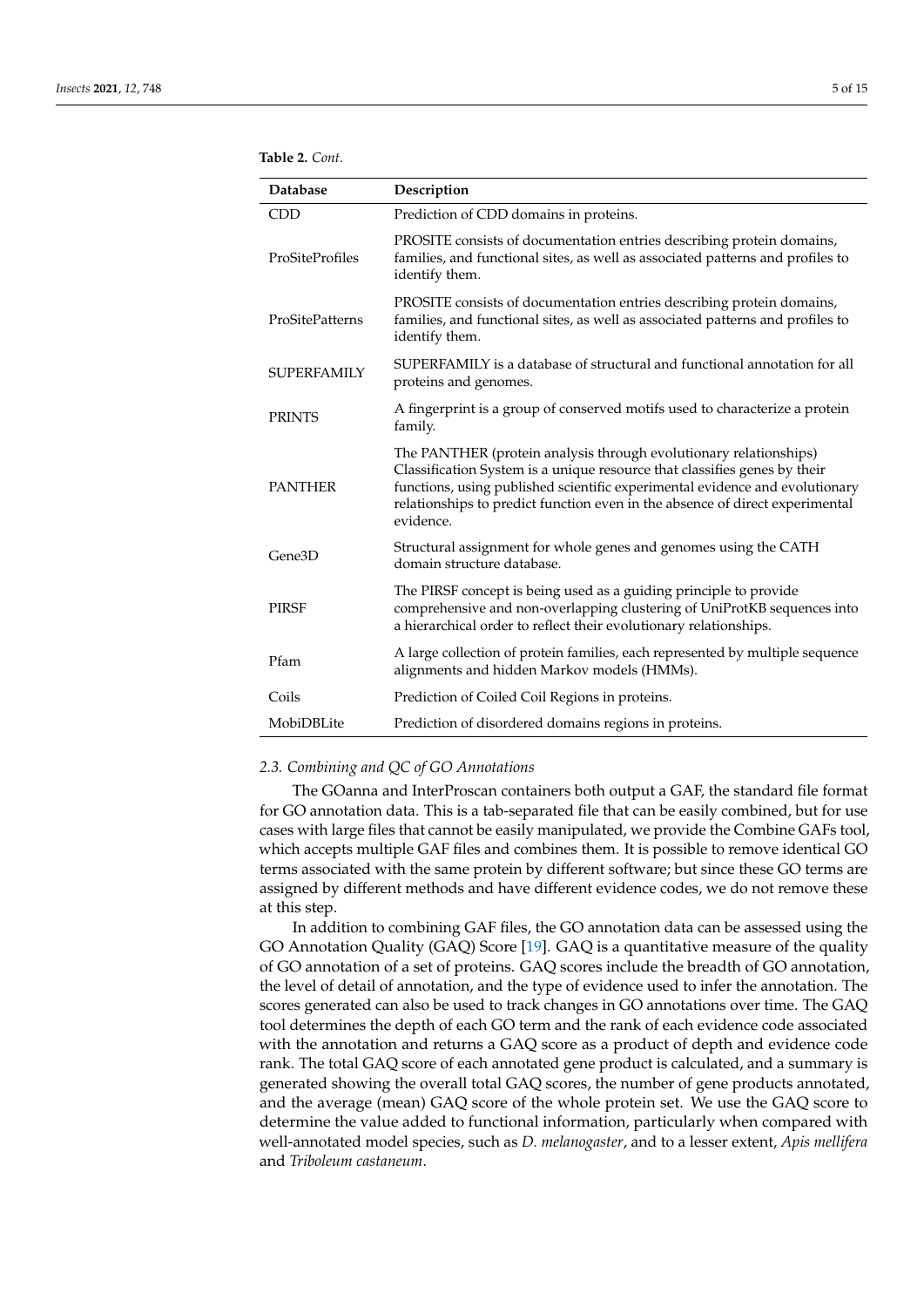**Table 2.** *Cont.*

| Database | Description |
| --- | --- |
| CDD | Prediction of CDD domains in proteins. |
| ProSiteProfiles | PROSITE consists of documentation entries describing protein domains, families, and functional sites, as well as associated patterns and profiles to identify them. |
| ProSitePatterns | PROSITE consists of documentation entries describing protein domains, families, and functional sites, as well as associated patterns and profiles to identify them. |
| SUPERFAMILY | SUPERFAMILY is a database of structural and functional annotation for all proteins and genomes. |
| PRINTS | A fingerprint is a group of conserved motifs used to characterize a protein family. |
| PANTHER | The PANTHER (protein analysis through evolutionary relationships) Classification System is a unique resource that classifies genes by their functions, using published scientific experimental evidence and evolutionary relationships to predict function even in the absence of direct experimental evidence. |
| Gene3D | Structural assignment for whole genes and genomes using the CATH domain structure database. |
| PIRSF | The PIRSF concept is being used as a guiding principle to provide comprehensive and non-overlapping clustering of UniProtKB sequences into a hierarchical order to reflect their evolutionary relationships. |
| Pfam | A large collection of protein families, each represented by multiple sequence alignments and hidden Markov models (HMMs). |
| Coils | Prediction of Coiled Coil Regions in proteins. |
| MobiDBLite | Prediction of disordered domains regions in proteins. |

### *2.3. Combining and QC of GO Annotations*

The GOanna and InterProscan containers both output a GAF, the standard file format for GO annotation data. This is a tab-separated file that can be easily combined, but for use cases with large files that cannot be easily manipulated, we provide the Combine GAFs tool, which accepts multiple GAF files and combines them. It is possible to remove identical GO terms associated with the same protein by different software; but since these GO terms are assigned by different methods and have different evidence codes, we do not remove these at this step.

In addition to combining GAF files, the GO annotation data can be assessed using the GO Annotation Quality (GAQ) Score [19]. GAQ is a quantitative measure of the quality of GO annotation of a set of proteins. GAQ scores include the breadth of GO annotation, the level of detail of annotation, and the type of evidence used to infer the annotation. The scores generated can also be used to track changes in GO annotations over time. The GAQ tool determines the depth of each GO term and the rank of each evidence code associated with the annotation and returns a GAQ score as a product of depth and evidence code rank. The total GAQ score of each annotated gene product is calculated, and a summary is generated showing the overall total GAQ scores, the number of gene products annotated, and the average (mean) GAQ score of the whole protein set. We use the GAQ score to determine the value added to functional information, particularly when compared with well-annotated model species, such as *D. melanogaster*, and to a lesser extent, *Apis mellifera* and *Triboleum castaneum*.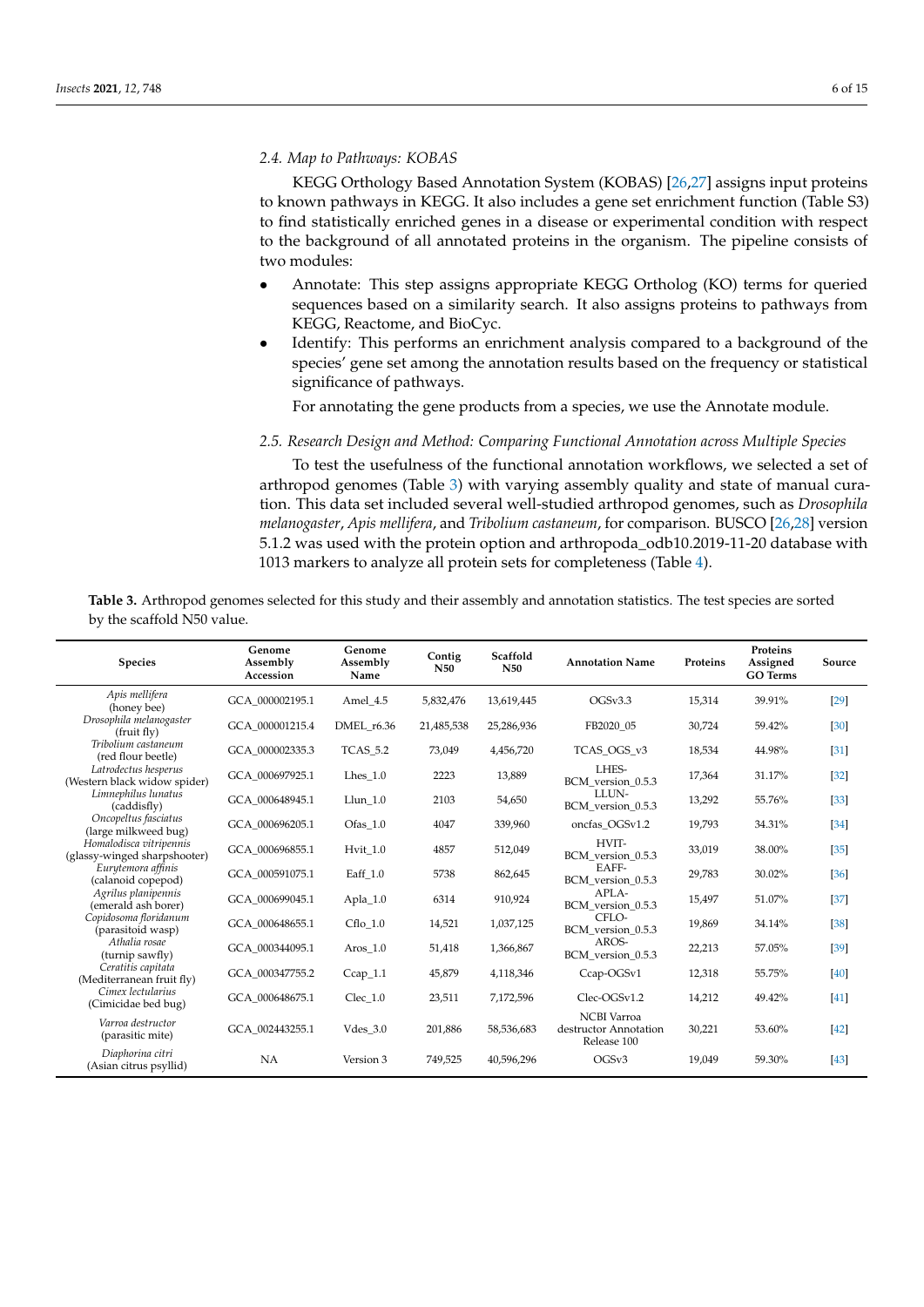### 2.4. Map to Pathways: KOBAS

KEGG Orthology Based Annotation System (KOBAS) [26,27] assigns input proteins to known pathways in KEGG. It also includes a gene set enrichment function (Table S3) to find statistically enriched genes in a disease or experimental condition with respect to the background of all annotated proteins in the organism. The pipeline consists of two modules:

- Annotate: This step assigns appropriate KEGG Ortholog (KO) terms for queried sequences based on a similarity search. It also assigns proteins to pathways from KEGG, Reactome, and BioCyc.
- Identify: This performs an enrichment analysis compared to a background of the species' gene set among the annotation results based on the frequency or statistical significance of pathways.

For annotating the gene products from a species, we use the Annotate module.

### 2.5. Research Design and Method: Comparing Functional Annotation across Multiple Species

To test the usefulness of the functional annotation workflows, we selected a set of arthropod genomes (Table 3) with varying assembly quality and state of manual curation. This data set included several well-studied arthropod genomes, such as *Drosophila melanogaster*, *Apis mellifera*, and *Tribolium castaneum*, for comparison. BUSCO [26,28] version 5.1.2 was used with the protein option and arthropoda_odb10.2019-11-20 database with 1013 markers to analyze all protein sets for completeness (Table 4).

**Table 3.** Arthropod genomes selected for this study and their assembly and annotation statistics. The test species are sorted by the scaffold N50 value.

| Species | Genome Assembly Accession | Genome Assembly Name | Contig N50 | Scaffold N50 | Annotation Name | Proteins | Proteins Assigned GO Terms | Source |
|---|---|---|---|---|---|---|---|---|
| *Apis mellifera* (honey bee) | GCA_000002195.1 | Amel_4.5 | 5,832,476 | 13,619,445 | OGSv3.3 | 15,314 | 39.91% | [29] |
| *Drosophila melanogaster* (fruit fly) | GCA_000001215.4 | DMEL_r6.36 | 21,485,538 | 25,286,936 | FB2020_05 | 30,724 | 59.42% | [30] |
| *Tribolium castaneum* (red flour beetle) | GCA_000002335.3 | TCAS_5.2 | 73,049 | 4,456,720 | TCAS_OGS_v3 | 18,534 | 44.98% | [31] |
| *Latrodectus hesperus* (Western black widow spider) | GCA_000697925.1 | Lhes_1.0 | 2223 | 13,889 | LHES-BCM_version_0.5.3 | 17,364 | 31.17% | [32] |
| *Limnephilus lunatus* (caddisfly) | GCA_000648945.1 | Llun_1.0 | 2103 | 54,650 | LLUN-BCM_version_0.5.3 | 13,292 | 55.76% | [33] |
| *Oncopeltus fasciatus* (large milkweed bug) | GCA_000696205.1 | Ofas_1.0 | 4047 | 339,960 | oncfas_OGSv1.2 | 19,793 | 34.31% | [34] |
| *Homalodisca vitripennis* (glassy-winged sharpshooter) | GCA_000696855.1 | Hvit_1.0 | 4857 | 512,049 | HVIT-BCM_version_0.5.3 | 33,019 | 38.00% | [35] |
| *Eurytemora affinis* (calanoid copepod) | GCA_000591075.1 | Eaff_1.0 | 5738 | 862,645 | EAFF-BCM_version_0.5.3 | 29,783 | 30.02% | [36] |
| *Agrilus planipennis* (emerald ash borer) | GCA_000699045.1 | Apla_1.0 | 6314 | 910,924 | APLA-BCM_version_0.5.3 | 15,497 | 51.07% | [37] |
| *Copidosoma floridanum* (parasitoid wasp) | GCA_000648655.1 | Cflo_1.0 | 14,521 | 1,037,125 | CFLO-BCM_version_0.5.3 | 19,869 | 34.14% | [38] |
| *Athalia rosae* (turnip sawfly) | GCA_000344095.1 | Aros_1.0 | 51,418 | 1,366,867 | AROS-BCM_version_0.5.3 | 22,213 | 57.05% | [39] |
| *Ceratitis capitata* (Mediterranean fruit fly) | GCA_000347755.2 | Ccap_1.1 | 45,879 | 4,118,346 | Ccap-OGSv1 | 12,318 | 55.75% | [40] |
| *Cimex lectularius* (Cimicidae bed bug) | GCA_000648675.1 | Clec_1.0 | 23,511 | 7,172,596 | Clec-OGSv1.2 | 14,212 | 49.42% | [41] |
| *Varroa destructor* (parasitic mite) | GCA_002443255.1 | Vdes_3.0 | 201,886 | 58,536,683 | NCBI Varroa destructor Annotation Release 100 | 30,221 | 53.60% | [42] |
| *Diaphorina citri* (Asian citrus psyllid) | NA | Version 3 | 749,525 | 40,596,296 | OGSv3 | 19,049 | 59.30% | [43] |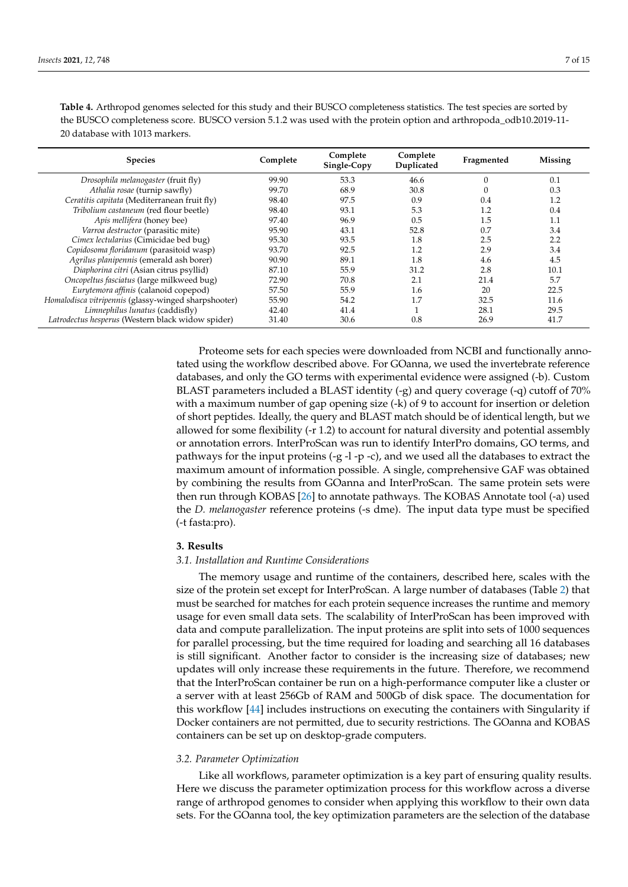**Table 4.** Arthropod genomes selected for this study and their BUSCO completeness statistics. The test species are sorted by the BUSCO completeness score. BUSCO version 5.1.2 was used with the protein option and arthropoda_odb10.2019-11-20 database with 1013 markers.

| Species | Complete | Complete Single-Copy | Complete Duplicated | Fragmented | Missing |
|---|---|---|---|---|---|
| *Drosophila melanogaster* (fruit fly) | 99.90 | 53.3 | 46.6 | 0 | 0.1 |
| *Athalia rosae* (turnip sawfly) | 99.70 | 68.9 | 30.8 | 0 | 0.3 |
| *Ceratitis capitata* (Mediterranean fruit fly) | 98.40 | 97.5 | 0.9 | 0.4 | 1.2 |
| *Tribolium castaneum* (red flour beetle) | 98.40 | 93.1 | 5.3 | 1.2 | 0.4 |
| *Apis mellifera* (honey bee) | 97.40 | 96.9 | 0.5 | 1.5 | 1.1 |
| *Varroa destructor* (parasitic mite) | 95.90 | 43.1 | 52.8 | 0.7 | 3.4 |
| *Cimex lectularius* (Cimicidae bed bug) | 95.30 | 93.5 | 1.8 | 2.5 | 2.2 |
| *Copidosoma floridanum* (parasitoid wasp) | 93.70 | 92.5 | 1.2 | 2.9 | 3.4 |
| *Agrilus planipennis* (emerald ash borer) | 90.90 | 89.1 | 1.8 | 4.6 | 4.5 |
| *Diaphorina citri* (Asian citrus psyllid) | 87.10 | 55.9 | 31.2 | 2.8 | 10.1 |
| *Oncopeltus fasciatus* (large milkweed bug) | 72.90 | 70.8 | 2.1 | 21.4 | 5.7 |
| *Eurytemora affinis* (calanoid copepod) | 57.50 | 55.9 | 1.6 | 20 | 22.5 |
| *Homalodisca vitripennis* (glassy-winged sharpshooter) | 55.90 | 54.2 | 1.7 | 32.5 | 11.6 |
| *Limnephilus lunatus* (caddisfly) | 42.40 | 41.4 | 1 | 28.1 | 29.5 |
| *Latrodectus hesperus* (Western black widow spider) | 31.40 | 30.6 | 0.8 | 26.9 | 41.7 |

Proteome sets for each species were downloaded from NCBI and functionally annotated using the workflow described above. For GOanna, we used the invertebrate reference databases, and only the GO terms with experimental evidence were assigned (-b). Custom BLAST parameters included a BLAST identity (-g) and query coverage (-q) cutoff of 70% with a maximum number of gap opening size (-k) of 9 to account for insertion or deletion of short peptides. Ideally, the query and BLAST match should be of identical length, but we allowed for some flexibility (-r 1.2) to account for natural diversity and potential assembly or annotation errors. InterProScan was run to identify InterPro domains, GO terms, and pathways for the input proteins (-g -l -p -c), and we used all the databases to extract the maximum amount of information possible. A single, comprehensive GAF was obtained by combining the results from GOanna and InterProScan. The same protein sets were then run through KOBAS [26] to annotate pathways. The KOBAS Annotate tool (-a) used the *D. melanogaster* reference proteins (-s dme). The input data type must be specified (-t fasta:pro).

## 3. Results

### 3.1. Installation and Runtime Considerations

The memory usage and runtime of the containers, described here, scales with the size of the protein set except for InterProScan. A large number of databases (Table 2) that must be searched for matches for each protein sequence increases the runtime and memory usage for even small data sets. The scalability of InterProScan has been improved with data and compute parallelization. The input proteins are split into sets of 1000 sequences for parallel processing, but the time required for loading and searching all 16 databases is still significant. Another factor to consider is the increasing size of databases; new updates will only increase these requirements in the future. Therefore, we recommend that the InterProScan container be run on a high-performance computer like a cluster or a server with at least 256Gb of RAM and 500Gb of disk space. The documentation for this workflow [44] includes instructions on executing the containers with Singularity if Docker containers are not permitted, due to security restrictions. The GOanna and KOBAS containers can be set up on desktop-grade computers.

### 3.2. Parameter Optimization

Like all workflows, parameter optimization is a key part of ensuring quality results. Here we discuss the parameter optimization process for this workflow across a diverse range of arthropod genomes to consider when applying this workflow to their own data sets. For the GOanna tool, the key optimization parameters are the selection of the database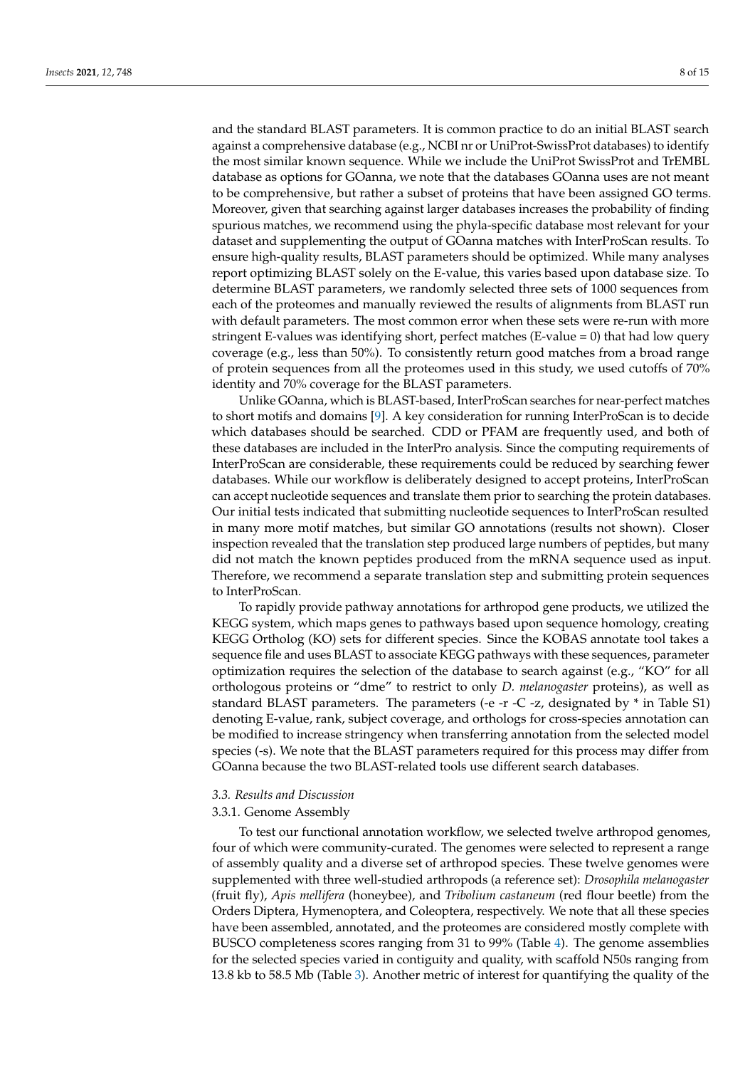and the standard BLAST parameters. It is common practice to do an initial BLAST search against a comprehensive database (e.g., NCBI nr or UniProt-SwissProt databases) to identify the most similar known sequence. While we include the UniProt SwissProt and TrEMBL database as options for GOanna, we note that the databases GOanna uses are not meant to be comprehensive, but rather a subset of proteins that have been assigned GO terms. Moreover, given that searching against larger databases increases the probability of finding spurious matches, we recommend using the phyla-specific database most relevant for your dataset and supplementing the output of GOanna matches with InterProScan results. To ensure high-quality results, BLAST parameters should be optimized. While many analyses report optimizing BLAST solely on the E-value, this varies based upon database size. To determine BLAST parameters, we randomly selected three sets of 1000 sequences from each of the proteomes and manually reviewed the results of alignments from BLAST run with default parameters. The most common error when these sets were re-run with more stringent E-values was identifying short, perfect matches (E-value = 0) that had low query coverage (e.g., less than 50%). To consistently return good matches from a broad range of protein sequences from all the proteomes used in this study, we used cutoffs of 70% identity and 70% coverage for the BLAST parameters.

Unlike GOanna, which is BLAST-based, InterProScan searches for near-perfect matches to short motifs and domains [9]. A key consideration for running InterProScan is to decide which databases should be searched. CDD or PFAM are frequently used, and both of these databases are included in the InterPro analysis. Since the computing requirements of InterProScan are considerable, these requirements could be reduced by searching fewer databases. While our workflow is deliberately designed to accept proteins, InterProScan can accept nucleotide sequences and translate them prior to searching the protein databases. Our initial tests indicated that submitting nucleotide sequences to InterProScan resulted in many more motif matches, but similar GO annotations (results not shown). Closer inspection revealed that the translation step produced large numbers of peptides, but many did not match the known peptides produced from the mRNA sequence used as input. Therefore, we recommend a separate translation step and submitting protein sequences to InterProScan.

To rapidly provide pathway annotations for arthropod gene products, we utilized the KEGG system, which maps genes to pathways based upon sequence homology, creating KEGG Ortholog (KO) sets for different species. Since the KOBAS annotate tool takes a sequence file and uses BLAST to associate KEGG pathways with these sequences, parameter optimization requires the selection of the database to search against (e.g., "KO" for all orthologous proteins or "dme" to restrict to only *D. melanogaster* proteins), as well as standard BLAST parameters. The parameters (-e -r -C -z, designated by * in Table S1) denoting E-value, rank, subject coverage, and orthologs for cross-species annotation can be modified to increase stringency when transferring annotation from the selected model species (-s). We note that the BLAST parameters required for this process may differ from GOanna because the two BLAST-related tools use different search databases.

### *3.3. Results and Discussion*

#### 3.3.1. Genome Assembly

To test our functional annotation workflow, we selected twelve arthropod genomes, four of which were community-curated. The genomes were selected to represent a range of assembly quality and a diverse set of arthropod species. These twelve genomes were supplemented with three well-studied arthropods (a reference set): *Drosophila melanogaster* (fruit fly), *Apis mellifera* (honeybee), and *Tribolium castaneum* (red flour beetle) from the Orders Diptera, Hymenoptera, and Coleoptera, respectively. We note that all these species have been assembled, annotated, and the proteomes are considered mostly complete with BUSCO completeness scores ranging from 31 to 99% (Table 4). The genome assemblies for the selected species varied in contiguity and quality, with scaffold N50s ranging from 13.8 kb to 58.5 Mb (Table 3). Another metric of interest for quantifying the quality of the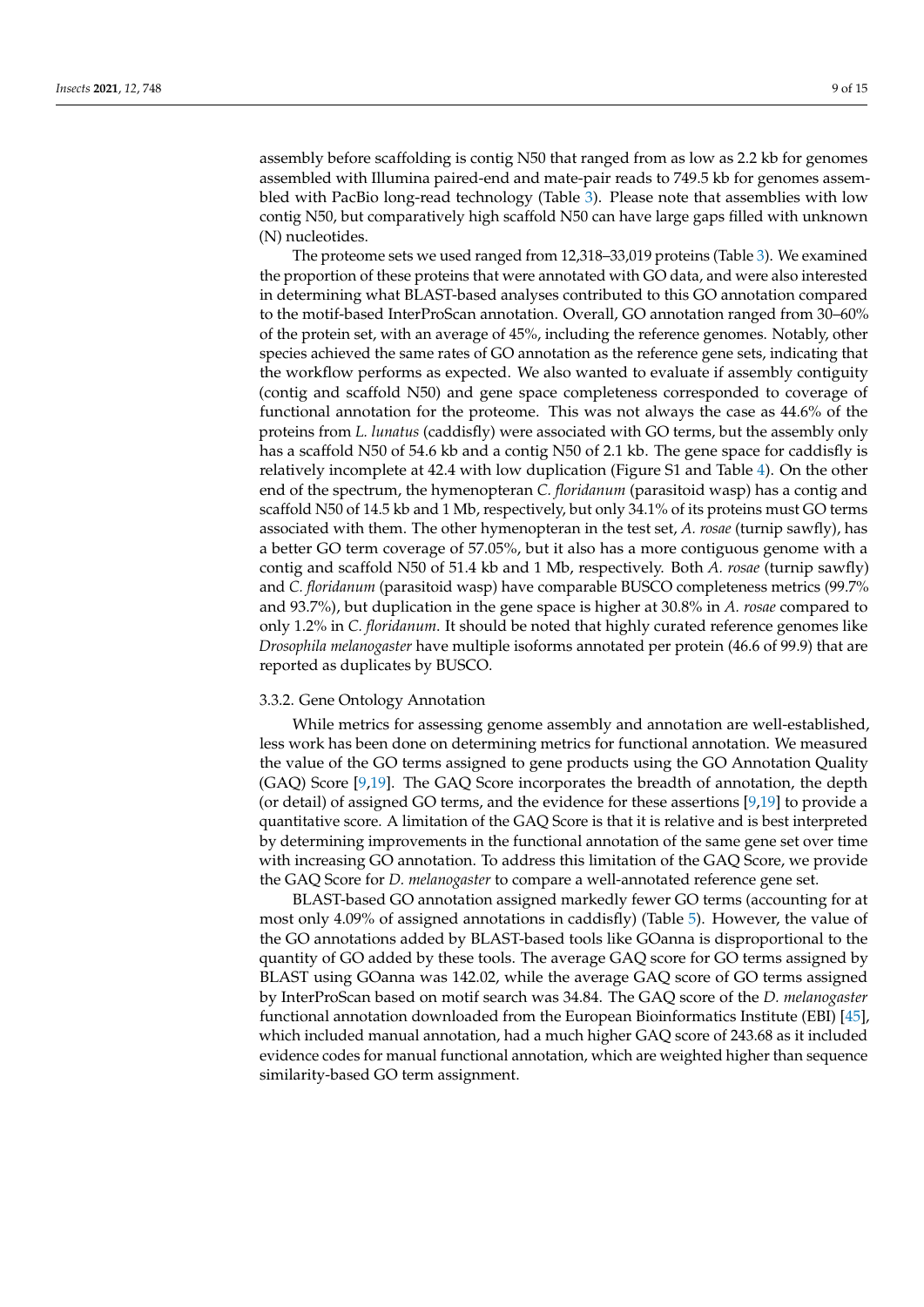assembly before scaffolding is contig N50 that ranged from as low as 2.2 kb for genomes assembled with Illumina paired-end and mate-pair reads to 749.5 kb for genomes assembled with PacBio long-read technology (Table 3). Please note that assemblies with low contig N50, but comparatively high scaffold N50 can have large gaps filled with unknown (N) nucleotides.

The proteome sets we used ranged from 12,318–33,019 proteins (Table 3). We examined the proportion of these proteins that were annotated with GO data, and were also interested in determining what BLAST-based analyses contributed to this GO annotation compared to the motif-based InterProScan annotation. Overall, GO annotation ranged from 30–60% of the protein set, with an average of 45%, including the reference genomes. Notably, other species achieved the same rates of GO annotation as the reference gene sets, indicating that the workflow performs as expected. We also wanted to evaluate if assembly contiguity (contig and scaffold N50) and gene space completeness corresponded to coverage of functional annotation for the proteome. This was not always the case as 44.6% of the proteins from *L. lunatus* (caddisfly) were associated with GO terms, but the assembly only has a scaffold N50 of 54.6 kb and a contig N50 of 2.1 kb. The gene space for caddisfly is relatively incomplete at 42.4 with low duplication (Figure S1 and Table 4). On the other end of the spectrum, the hymenopteran *C. floridanum* (parasitoid wasp) has a contig and scaffold N50 of 14.5 kb and 1 Mb, respectively, but only 34.1% of its proteins must GO terms associated with them. The other hymenopteran in the test set, *A. rosae* (turnip sawfly), has a better GO term coverage of 57.05%, but it also has a more contiguous genome with a contig and scaffold N50 of 51.4 kb and 1 Mb, respectively. Both *A. rosae* (turnip sawfly) and *C. floridanum* (parasitoid wasp) have comparable BUSCO completeness metrics (99.7% and 93.7%), but duplication in the gene space is higher at 30.8% in *A. rosae* compared to only 1.2% in *C. floridanum*. It should be noted that highly curated reference genomes like *Drosophila melanogaster* have multiple isoforms annotated per protein (46.6 of 99.9) that are reported as duplicates by BUSCO.

### 3.3.2. Gene Ontology Annotation

While metrics for assessing genome assembly and annotation are well-established, less work has been done on determining metrics for functional annotation. We measured the value of the GO terms assigned to gene products using the GO Annotation Quality (GAQ) Score [9,19]. The GAQ Score incorporates the breadth of annotation, the depth (or detail) of assigned GO terms, and the evidence for these assertions [9,19] to provide a quantitative score. A limitation of the GAQ Score is that it is relative and is best interpreted by determining improvements in the functional annotation of the same gene set over time with increasing GO annotation. To address this limitation of the GAQ Score, we provide the GAQ Score for *D. melanogaster* to compare a well-annotated reference gene set.

BLAST-based GO annotation assigned markedly fewer GO terms (accounting for at most only 4.09% of assigned annotations in caddisfly) (Table 5). However, the value of the GO annotations added by BLAST-based tools like GOanna is disproportional to the quantity of GO added by these tools. The average GAQ score for GO terms assigned by BLAST using GOanna was 142.02, while the average GAQ score of GO terms assigned by InterProScan based on motif search was 34.84. The GAQ score of the *D. melanogaster* functional annotation downloaded from the European Bioinformatics Institute (EBI) [45], which included manual annotation, had a much higher GAQ score of 243.68 as it included evidence codes for manual functional annotation, which are weighted higher than sequence similarity-based GO term assignment.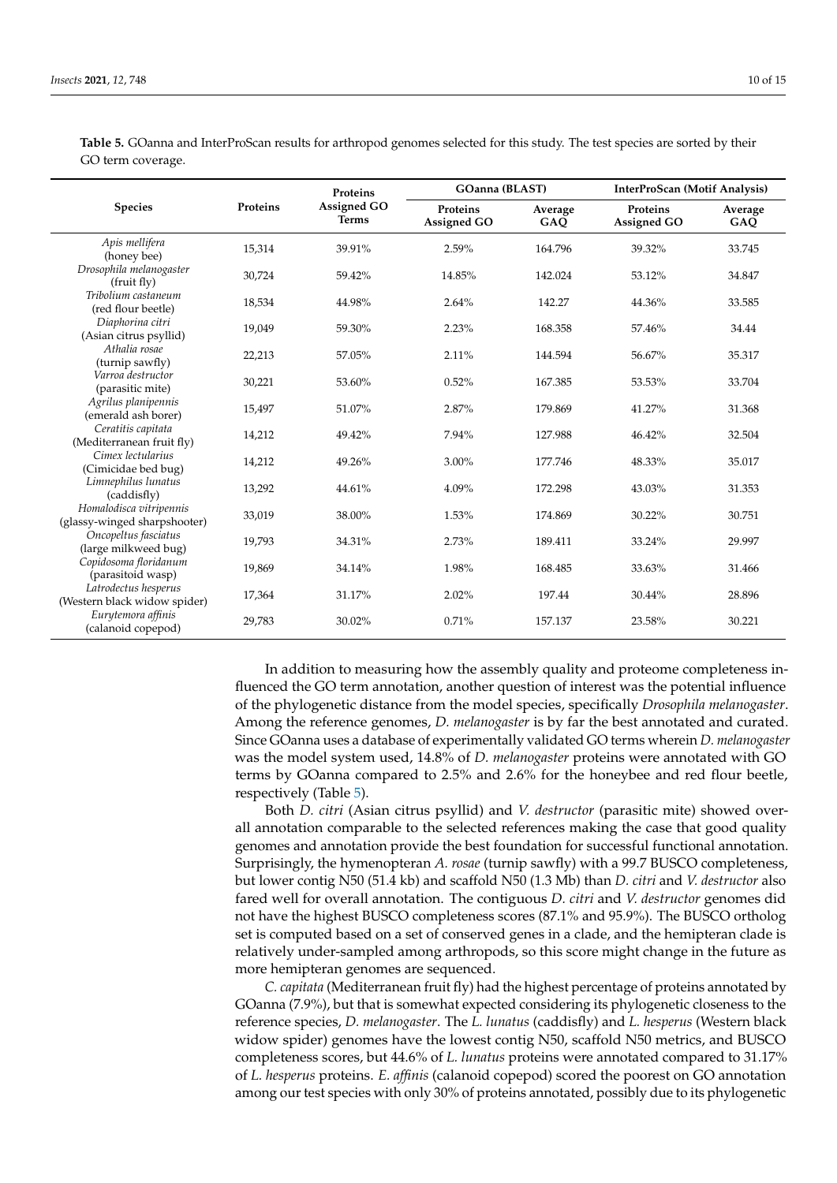**Table 5.** GOanna and InterProScan results for arthropod genomes selected for this study. The test species are sorted by their GO term coverage.

| Species | Proteins | Proteins Assigned GO Terms | GOanna (BLAST) | | InterProScan (Motif Analysis) | |
|---|---|---|---|---|---|---|
| | | | Proteins Assigned GO | Average GAQ | Proteins Assigned GO | Average GAQ |
| *Apis mellifera* (honey bee) | 15,314 | 39.91% | 2.59% | 164.796 | 39.32% | 33.745 |
| *Drosophila melanogaster* (fruit fly) | 30,724 | 59.42% | 14.85% | 142.024 | 53.12% | 34.847 |
| *Tribolium castaneum* (red flour beetle) | 18,534 | 44.98% | 2.64% | 142.27 | 44.36% | 33.585 |
| *Diaphorina citri* (Asian citrus psyllid) | 19,049 | 59.30% | 2.23% | 168.358 | 57.46% | 34.44 |
| *Athalia rosae* (turnip sawfly) | 22,213 | 57.05% | 2.11% | 144.594 | 56.67% | 35.317 |
| *Varroa destructor* (parasitic mite) | 30,221 | 53.60% | 0.52% | 167.385 | 53.53% | 33.704 |
| *Agrilus planipennis* (emerald ash borer) | 15,497 | 51.07% | 2.87% | 179.869 | 41.27% | 31.368 |
| *Ceratitis capitata* (Mediterranean fruit fly) | 14,212 | 49.42% | 7.94% | 127.988 | 46.42% | 32.504 |
| *Cimex lectularius* (Cimicidae bed bug) | 14,212 | 49.26% | 3.00% | 177.746 | 48.33% | 35.017 |
| *Limnephilus lunatus* (caddisfly) | 13,292 | 44.61% | 4.09% | 172.298 | 43.03% | 31.353 |
| *Homalodisca vitripennis* (glassy-winged sharpshooter) | 33,019 | 38.00% | 1.53% | 174.869 | 30.22% | 30.751 |
| *Oncopeltus fasciatus* (large milkweed bug) | 19,793 | 34.31% | 2.73% | 189.411 | 33.24% | 29.997 |
| *Copidosoma floridanum* (parasitoid wasp) | 19,869 | 34.14% | 1.98% | 168.485 | 33.63% | 31.466 |
| *Latrodectus hesperus* (Western black widow spider) | 17,364 | 31.17% | 2.02% | 197.44 | 30.44% | 28.896 |
| *Eurytemora affinis* (calanoid copepod) | 29,783 | 30.02% | 0.71% | 157.137 | 23.58% | 30.221 |

In addition to measuring how the assembly quality and proteome completeness influenced the GO term annotation, another question of interest was the potential influence of the phylogenetic distance from the model species, specifically *Drosophila melanogaster*. Among the reference genomes, *D. melanogaster* is by far the best annotated and curated. Since GOanna uses a database of experimentally validated GO terms wherein *D. melanogaster* was the model system used, 14.8% of *D. melanogaster* proteins were annotated with GO terms by GOanna compared to 2.5% and 2.6% for the honeybee and red flour beetle, respectively (Table 5).

Both *D. citri* (Asian citrus psyllid) and *V. destructor* (parasitic mite) showed overall annotation comparable to the selected references making the case that good quality genomes and annotation provide the best foundation for successful functional annotation. Surprisingly, the hymenopteran *A. rosae* (turnip sawfly) with a 99.7 BUSCO completeness, but lower contig N50 (51.4 kb) and scaffold N50 (1.3 Mb) than *D. citri* and *V. destructor* also fared well for overall annotation. The contiguous *D. citri* and *V. destructor* genomes did not have the highest BUSCO completeness scores (87.1% and 95.9%). The BUSCO ortholog set is computed based on a set of conserved genes in a clade, and the hemipteran clade is relatively under-sampled among arthropods, so this score might change in the future as more hemipteran genomes are sequenced.

*C. capitata* (Mediterranean fruit fly) had the highest percentage of proteins annotated by GOanna (7.9%), but that is somewhat expected considering its phylogenetic closeness to the reference species, *D. melanogaster*. The *L. lunatus* (caddisfly) and *L. hesperus* (Western black widow spider) genomes have the lowest contig N50, scaffold N50 metrics, and BUSCO completeness scores, but 44.6% of *L. lunatus* proteins were annotated compared to 31.17% of *L. hesperus* proteins. *E. affinis* (calanoid copepod) scored the poorest on GO annotation among our test species with only 30% of proteins annotated, possibly due to its phylogenetic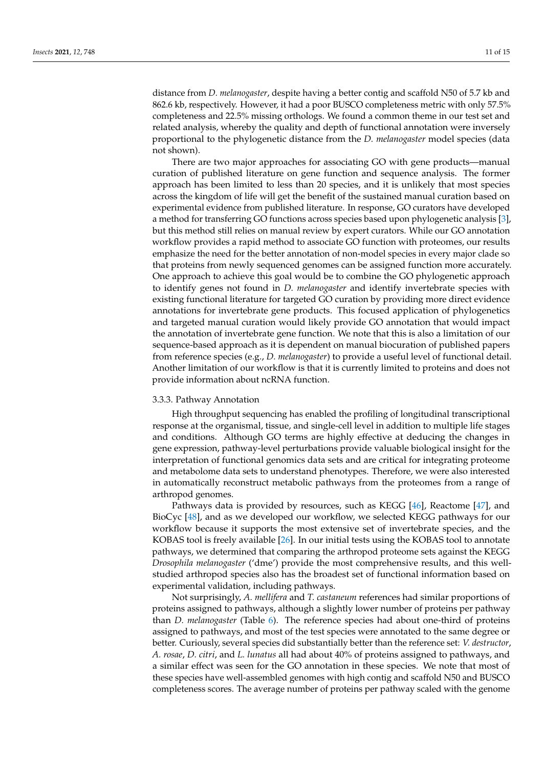distance from *D. melanogaster*, despite having a better contig and scaffold N50 of 5.7 kb and 862.6 kb, respectively. However, it had a poor BUSCO completeness metric with only 57.5% completeness and 22.5% missing orthologs. We found a common theme in our test set and related analysis, whereby the quality and depth of functional annotation were inversely proportional to the phylogenetic distance from the *D. melanogaster* model species (data not shown).

There are two major approaches for associating GO with gene products—manual curation of published literature on gene function and sequence analysis. The former approach has been limited to less than 20 species, and it is unlikely that most species across the kingdom of life will get the benefit of the sustained manual curation based on experimental evidence from published literature. In response, GO curators have developed a method for transferring GO functions across species based upon phylogenetic analysis [3], but this method still relies on manual review by expert curators. While our GO annotation workflow provides a rapid method to associate GO function with proteomes, our results emphasize the need for the better annotation of non-model species in every major clade so that proteins from newly sequenced genomes can be assigned function more accurately. One approach to achieve this goal would be to combine the GO phylogenetic approach to identify genes not found in *D. melanogaster* and identify invertebrate species with existing functional literature for targeted GO curation by providing more direct evidence annotations for invertebrate gene products. This focused application of phylogenetics and targeted manual curation would likely provide GO annotation that would impact the annotation of invertebrate gene function. We note that this is also a limitation of our sequence-based approach as it is dependent on manual biocuration of published papers from reference species (e.g., *D. melanogaster*) to provide a useful level of functional detail. Another limitation of our workflow is that it is currently limited to proteins and does not provide information about ncRNA function.

#### 3.3.3. Pathway Annotation

High throughput sequencing has enabled the profiling of longitudinal transcriptional response at the organismal, tissue, and single-cell level in addition to multiple life stages and conditions. Although GO terms are highly effective at deducing the changes in gene expression, pathway-level perturbations provide valuable biological insight for the interpretation of functional genomics data sets and are critical for integrating proteome and metabolome data sets to understand phenotypes. Therefore, we were also interested in automatically reconstruct metabolic pathways from the proteomes from a range of arthropod genomes.

Pathways data is provided by resources, such as KEGG [46], Reactome [47], and BioCyc [48], and as we developed our workflow, we selected KEGG pathways for our workflow because it supports the most extensive set of invertebrate species, and the KOBAS tool is freely available [26]. In our initial tests using the KOBAS tool to annotate pathways, we determined that comparing the arthropod proteome sets against the KEGG *Drosophila melanogaster* ('dme') provide the most comprehensive results, and this well-studied arthropod species also has the broadest set of functional information based on experimental validation, including pathways.

Not surprisingly, *A. mellifera* and *T. castaneum* references had similar proportions of proteins assigned to pathways, although a slightly lower number of proteins per pathway than *D. melanogaster* (Table 6). The reference species had about one-third of proteins assigned to pathways, and most of the test species were annotated to the same degree or better. Curiously, several species did substantially better than the reference set: *V. destructor*, *A. rosae*, *D. citri*, and *L. lunatus* all had about 40% of proteins assigned to pathways, and a similar effect was seen for the GO annotation in these species. We note that most of these species have well-assembled genomes with high contig and scaffold N50 and BUSCO completeness scores. The average number of proteins per pathway scaled with the genome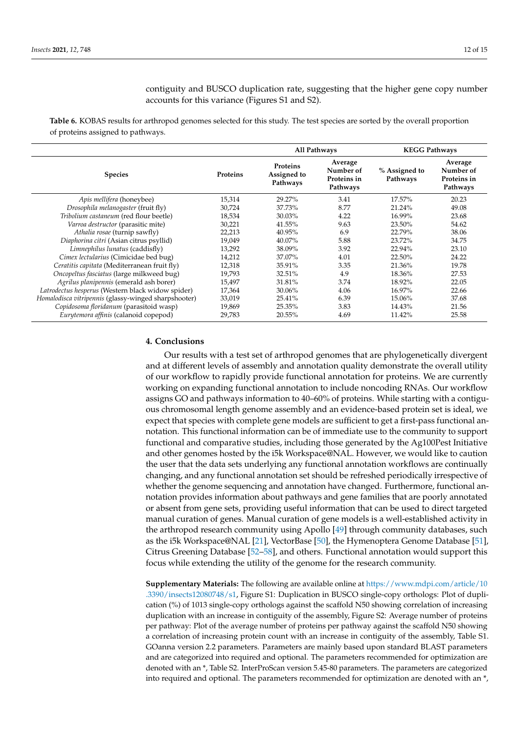contiguity and BUSCO duplication rate, suggesting that the higher gene copy number accounts for this variance (Figures S1 and S2).

**Table 6.** KOBAS results for arthropod genomes selected for this study. The test species are sorted by the overall proportion of proteins assigned to pathways.

| | | All Pathways | | KEGG Pathways | |
|---|---|---|---|---|---|
| **Species** | **Proteins** | **Proteins Assigned to Pathways** | **Average Number of Proteins in Pathways** | **% Assigned to Pathways** | **Average Number of Proteins in Pathways** |
| *Apis mellifera* (honeybee) | 15,314 | 29.27% | 3.41 | 17.57% | 20.23 |
| *Drosophila melanogaster* (fruit fly) | 30,724 | 37.73% | 8.77 | 21.24% | 49.08 |
| *Tribolium castaneum* (red flour beetle) | 18,534 | 30.03% | 4.22 | 16.99% | 23.68 |
| *Varroa destructor* (parasitic mite) | 30,221 | 41.55% | 9.63 | 23.50% | 54.62 |
| *Athalia rosae* (turnip sawfly) | 22,213 | 40.95% | 6.9 | 22.79% | 38.06 |
| *Diaphorina citri* (Asian citrus psyllid) | 19,049 | 40.07% | 5.88 | 23.72% | 34.75 |
| *Limnephilus lunatus* (caddisfly) | 13,292 | 38.09% | 3.92 | 22.94% | 23.10 |
| *Cimex lectularius* (Cimicidae bed bug) | 14,212 | 37.07% | 4.01 | 22.50% | 24.22 |
| *Ceratitis capitata* (Mediterranean fruit fly) | 12,318 | 35.91% | 3.35 | 21.36% | 19.78 |
| *Oncopeltus fasciatus* (large milkweed bug) | 19,793 | 32.51% | 4.9 | 18.36% | 27.53 |
| *Agrilus planipennis* (emerald ash borer) | 15,497 | 31.81% | 3.74 | 18.92% | 22.05 |
| *Latrodectus hesperus* (Western black widow spider) | 17,364 | 30.06% | 4.06 | 16.97% | 22.66 |
| *Homalodisca vitripennis* (glassy-winged sharpshooter) | 33,019 | 25.41% | 6.39 | 15.06% | 37.68 |
| *Copidosoma floridanum* (parasitoid wasp) | 19,869 | 25.35% | 3.83 | 14.43% | 21.56 |
| *Eurytemora affinis* (calanoid copepod) | 29,783 | 20.55% | 4.69 | 11.42% | 25.58 |

## 4. Conclusions

Our results with a test set of arthropod genomes that are phylogenetically divergent and at different levels of assembly and annotation quality demonstrate the overall utility of our workflow to rapidly provide functional annotation for proteins. We are currently working on expanding functional annotation to include noncoding RNAs. Our workflow assigns GO and pathways information to 40–60% of proteins. While starting with a contiguous chromosomal length genome assembly and an evidence-based protein set is ideal, we expect that species with complete gene models are sufficient to get a first-pass functional annotation. This functional information can be of immediate use to the community to support functional and comparative studies, including those generated by the Ag100Pest Initiative and other genomes hosted by the i5k Workspace@NAL. However, we would like to caution the user that the data sets underlying any functional annotation workflows are continually changing, and any functional annotation set should be refreshed periodically irrespective of whether the genome sequencing and annotation have changed. Furthermore, functional annotation provides information about pathways and gene families that are poorly annotated or absent from gene sets, providing useful information that can be used to direct targeted manual curation of genes. Manual curation of gene models is a well-established activity in the arthropod research community using Apollo [49] through community databases, such as the i5k Workspace@NAL [21], VectorBase [50], the Hymenoptera Genome Database [51], Citrus Greening Database [52–58], and others. Functional annotation would support this focus while extending the utility of the genome for the research community.

**Supplementary Materials:** The following are available online at https://www.mdpi.com/article/10.3390/insects12080748/s1, Figure S1: Duplication in BUSCO single-copy orthologs: Plot of duplication (%) of 1013 single-copy orthologs against the scaffold N50 showing correlation of increasing duplication with an increase in contiguity of the assembly, Figure S2: Average number of proteins per pathway: Plot of the average number of proteins per pathway against the scaffold N50 showing a correlation of increasing protein count with an increase in contiguity of the assembly, Table S1. GOanna version 2.2 parameters. Parameters are mainly based upon standard BLAST parameters and are categorized into required and optional. The parameters recommended for optimization are denoted with an *, Table S2. InterProScan version 5.45-80 parameters. The parameters are categorized into required and optional. The parameters recommended for optimization are denoted with an *,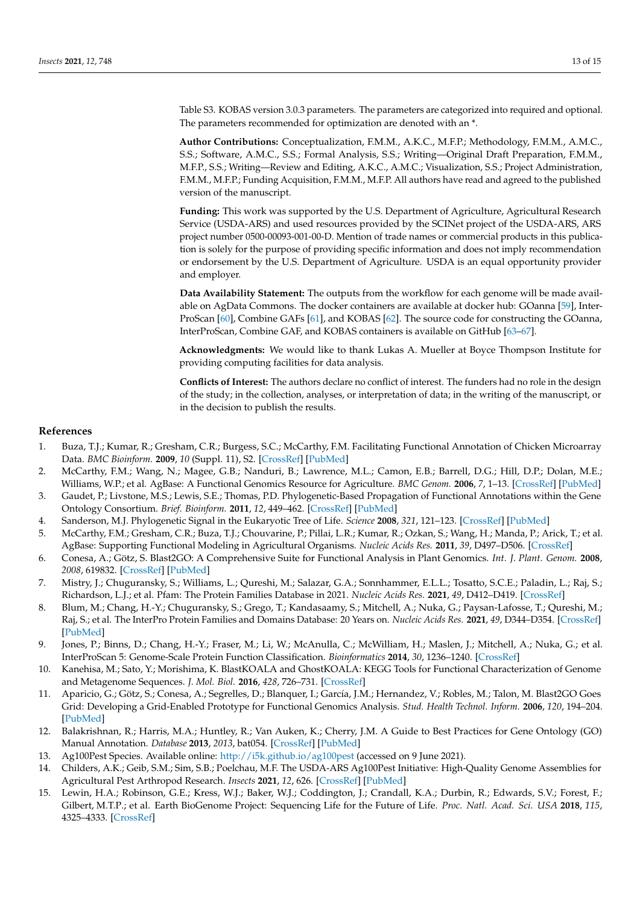Table S3. KOBAS version 3.0.3 parameters. The parameters are categorized into required and optional. The parameters recommended for optimization are denoted with an *.

**Author Contributions:** Conceptualization, F.M.M., A.K.C., M.F.P.; Methodology, F.M.M., A.M.C., S.S.; Software, A.M.C., S.S.; Formal Analysis, S.S.; Writing—Original Draft Preparation, F.M.M., M.F.P., S.S.; Writing—Review and Editing, A.K.C., A.M.C.; Visualization, S.S.; Project Administration, F.M.M., M.F.P.; Funding Acquisition, F.M.M., M.F.P. All authors have read and agreed to the published version of the manuscript.

**Funding:** This work was supported by the U.S. Department of Agriculture, Agricultural Research Service (USDA-ARS) and used resources provided by the SCINet project of the USDA-ARS, ARS project number 0500-00093-001-00-D. Mention of trade names or commercial products in this publication is solely for the purpose of providing specific information and does not imply recommendation or endorsement by the U.S. Department of Agriculture. USDA is an equal opportunity provider and employer.

**Data Availability Statement:** The outputs from the workflow for each genome will be made available on AgData Commons. The docker containers are available at docker hub: GOanna [59], InterProScan [60], Combine GAFs [61], and KOBAS [62]. The source code for constructing the GOanna, InterProScan, Combine GAF, and KOBAS containers is available on GitHub [63–67].

**Acknowledgments:** We would like to thank Lukas A. Mueller at Boyce Thompson Institute for providing computing facilities for data analysis.

**Conflicts of Interest:** The authors declare no conflict of interest. The funders had no role in the design of the study; in the collection, analyses, or interpretation of data; in the writing of the manuscript, or in the decision to publish the results.

## References

1. Buza, T.J.; Kumar, R.; Gresham, C.R.; Burgess, S.C.; McCarthy, F.M. Facilitating Functional Annotation of Chicken Microarray Data. *BMC Bioinform.* **2009**, *10* (Suppl. 11), S2. [CrossRef] [PubMed]
2. McCarthy, F.M.; Wang, N.; Magee, G.B.; Nanduri, B.; Lawrence, M.L.; Camon, E.B.; Barrell, D.G.; Hill, D.P.; Dolan, M.E.; Williams, W.P.; et al. AgBase: A Functional Genomics Resource for Agriculture. *BMC Genom.* **2006**, *7*, 1–13. [CrossRef] [PubMed]
3. Gaudet, P.; Livstone, M.S.; Lewis, S.E.; Thomas, P.D. Phylogenetic-Based Propagation of Functional Annotations within the Gene Ontology Consortium. *Brief. Bioinform.* **2011**, *12*, 449–462. [CrossRef] [PubMed]
4. Sanderson, M.J. Phylogenetic Signal in the Eukaryotic Tree of Life. *Science* **2008**, *321*, 121–123. [CrossRef] [PubMed]
5. McCarthy, F.M.; Gresham, C.R.; Buza, T.J.; Chouvarine, P.; Pillai, L.R.; Kumar, R.; Ozkan, S.; Wang, H.; Manda, P.; Arick, T.; et al. AgBase: Supporting Functional Modeling in Agricultural Organisms. *Nucleic Acids Res.* **2011**, *39*, D497–D506. [CrossRef]
6. Conesa, A.; Götz, S. Blast2GO: A Comprehensive Suite for Functional Analysis in Plant Genomics. *Int. J. Plant. Genom.* **2008**, *2008*, 619832. [CrossRef] [PubMed]
7. Mistry, J.; Chuguransky, S.; Williams, L.; Qureshi, M.; Salazar, G.A.; Sonnhammer, E.L.L.; Tosatto, S.C.E.; Paladin, L.; Raj, S.; Richardson, L.J.; et al. Pfam: The Protein Families Database in 2021. *Nucleic Acids Res.* **2021**, *49*, D412–D419. [CrossRef]
8. Blum, M.; Chang, H.-Y.; Chuguransky, S.; Grego, T.; Kandasaamy, S.; Mitchell, A.; Nuka, G.; Paysan-Lafosse, T.; Qureshi, M.; Raj, S.; et al. The InterPro Protein Families and Domains Database: 20 Years on. *Nucleic Acids Res.* **2021**, *49*, D344–D354. [CrossRef] [PubMed]
9. Jones, P.; Binns, D.; Chang, H.-Y.; Fraser, M.; Li, W.; McAnulla, C.; McWilliam, H.; Maslen, J.; Mitchell, A.; Nuka, G.; et al. InterProScan 5: Genome-Scale Protein Function Classification. *Bioinformatics* **2014**, *30*, 1236–1240. [CrossRef]
10. Kanehisa, M.; Sato, Y.; Morishima, K. BlastKOALA and GhostKOALA: KEGG Tools for Functional Characterization of Genome and Metagenome Sequences. *J. Mol. Biol.* **2016**, *428*, 726–731. [CrossRef]
11. Aparicio, G.; Götz, S.; Conesa, A.; Segrelles, D.; Blanquer, I.; García, J.M.; Hernandez, V.; Robles, M.; Talon, M. Blast2GO Goes Grid: Developing a Grid-Enabled Prototype for Functional Genomics Analysis. *Stud. Health Technol. Inform.* **2006**, *120*, 194–204. [PubMed]
12. Balakrishnan, R.; Harris, M.A.; Huntley, R.; Van Auken, K.; Cherry, J.M. A Guide to Best Practices for Gene Ontology (GO) Manual Annotation. *Database* **2013**, *2013*, bat054. [CrossRef] [PubMed]
13. Ag100Pest Species. Available online: http://i5k.github.io/ag100pest (accessed on 9 June 2021).
14. Childers, A.K.; Geib, S.M.; Sim, S.B.; Poelchau, M.F. The USDA-ARS Ag100Pest Initiative: High-Quality Genome Assemblies for Agricultural Pest Arthropod Research. *Insects* **2021**, *12*, 626. [CrossRef] [PubMed]
15. Lewin, H.A.; Robinson, G.E.; Kress, W.J.; Baker, W.J.; Coddington, J.; Crandall, K.A.; Durbin, R.; Edwards, S.V.; Forest, F.; Gilbert, M.T.P.; et al. Earth BioGenome Project: Sequencing Life for the Future of Life. *Proc. Natl. Acad. Sci. USA* **2018**, *115*, 4325–4333. [CrossRef]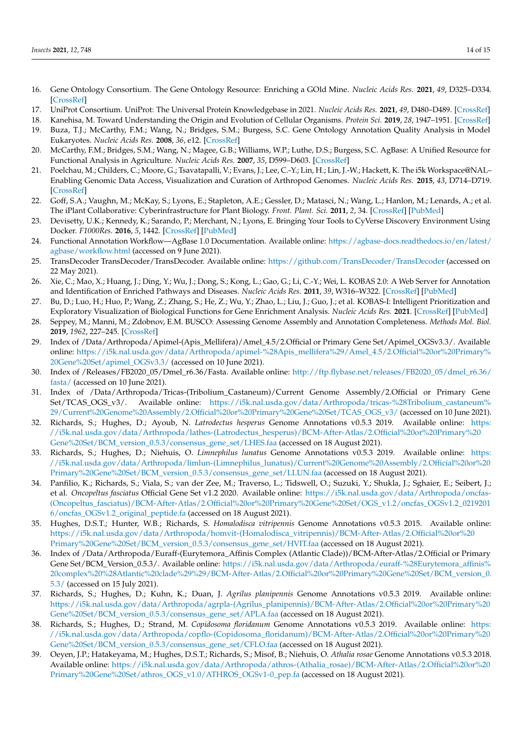16. Gene Ontology Consortium. The Gene Ontology Resource: Enriching a GOld Mine. *Nucleic Acids Res.* **2021**, *49*, D325–D334. [CrossRef]
17. UniProt Consortium. UniProt: The Universal Protein Knowledgebase in 2021. *Nucleic Acids Res.* **2021**, *49*, D480–D489. [CrossRef]
18. Kanehisa, M. Toward Understanding the Origin and Evolution of Cellular Organisms. *Protein Sci.* **2019**, *28*, 1947–1951. [CrossRef]
19. Buza, T.J.; McCarthy, F.M.; Wang, N.; Bridges, S.M.; Burgess, S.C. Gene Ontology Annotation Quality Analysis in Model Eukaryotes. *Nucleic Acids Res.* **2008**, *36*, e12. [CrossRef]
20. McCarthy, F.M.; Bridges, S.M.; Wang, N.; Magee, G.B.; Williams, W.P.; Luthe, D.S.; Burgess, S.C. AgBase: A Unified Resource for Functional Analysis in Agriculture. *Nucleic Acids Res.* **2007**, *35*, D599–D603. [CrossRef]
21. Poelchau, M.; Childers, C.; Moore, G.; Tsavatapalli, V.; Evans, J.; Lee, C.-Y.; Lin, H.; Lin, J.-W.; Hackett, K. The i5k Workspace@NAL–Enabling Genomic Data Access, Visualization and Curation of Arthropod Genomes. *Nucleic Acids Res.* **2015**, *43*, D714–D719. [CrossRef]
22. Goff, S.A.; Vaughn, M.; McKay, S.; Lyons, E.; Stapleton, A.E.; Gessler, D.; Matasci, N.; Wang, L.; Hanlon, M.; Lenards, A.; et al. The iPlant Collaborative: Cyberinfrastructure for Plant Biology. *Front. Plant. Sci.* **2011**, *2*, 34. [CrossRef] [PubMed]
23. Devisetty, U.K.; Kennedy, K.; Sarando, P.; Merchant, N.; Lyons, E. Bringing Your Tools to CyVerse Discovery Environment Using Docker. *F1000Res.* **2016**, *5*, 1442. [CrossRef] [PubMed]
24. Functional Annotation Workflow—AgBase 1.0 Documentation. Available online: https://agbase-docs.readthedocs.io/en/latest/agbase/workflow.html (accessed on 9 June 2021).
25. TransDecoder TransDecoder/TransDecoder. Available online: https://github.com/TransDecoder/TransDecoder (accessed on 22 May 2021).
26. Xie, C.; Mao, X.; Huang, J.; Ding, Y.; Wu, J.; Dong, S.; Kong, L.; Gao, G.; Li, C.-Y.; Wei, L. KOBAS 2.0: A Web Server for Annotation and Identification of Enriched Pathways and Diseases. *Nucleic Acids Res.* **2011**, *39*, W316–W322. [CrossRef] [PubMed]
27. Bu, D.; Luo, H.; Huo, P.; Wang, Z.; Zhang, S.; He, Z.; Wu, Y.; Zhao, L.; Liu, J.; Guo, J.; et al. KOBAS-I: Intelligent Prioritization and Exploratory Visualization of Biological Functions for Gene Enrichment Analysis. *Nucleic Acids Res.* **2021**. [CrossRef] [PubMed]
28. Seppey, M.; Manni, M.; Zdobnov, E.M. BUSCO: Assessing Genome Assembly and Annotation Completeness. *Methods Mol. Biol.* **2019**, *1962*, 227–245. [CrossRef]
29. Index of /Data/Arthropoda/Apimel-(Apis_Mellifera)/Amel_4.5/2.Official or Primary Gene Set/Apimel_OGSv3.3/. Available online: https://i5k.nal.usda.gov/data/Arthropoda/apimel-%28Apis_mellifera%29/Amel_4.5/2.Official%20or%20Primary%20Gene%20Set/apimel_OGSv3.3/ (accessed on 10 June 2021).
30. Index of /Releases/FB2020_05/Dmel_r6.36/Fasta. Available online: http://ftp.flybase.net/releases/FB2020_05/dmel_r6.36/fasta/ (accessed on 10 June 2021).
31. Index of /Data/Arthropoda/Tricas-(Tribolium_Castaneum)/Current Genome Assembly/2.Official or Primary Gene Set/TCAS_OGS_v3/. Available online: https://i5k.nal.usda.gov/data/Arthropoda/tricas-%28Tribolium_castaneum%29/Current%20Genome%20Assembly/2.Official%20or%20Primary%20Gene%20Set/TCAS_OGS_v3/ (accessed on 10 June 2021).
32. Richards, S.; Hughes, D.; Ayoub, N. *Latrodectus hesperus* Genome Annotations v0.5.3 2019. Available online: https://i5k.nal.usda.gov/data/Arthropoda/lathes-(Latrodectus_hesperus)/BCM-After-Atlas/2.Official%20or%20Primary%20Gene%20Set/BCM_version_0.5.3/consensus_gene_set/LHES.faa (accessed on 18 August 2021).
33. Richards, S.; Hughes, D.; Niehuis, O. *Limnephilus lunatus* Genome Annotations v0.5.3 2019. Available online: https://i5k.nal.usda.gov/data/Arthropoda/limlun-(Limnephilus_lunatus)/Current%20Genome%20Assembly/2.Official%20or%20Primary%20Gene%20Set/BCM_version_0.5.3/consensus_gene_set/LLUN.faa (accessed on 18 August 2021).
34. Panfilio, K.; Richards, S.; Viala, S.; van der Zee, M.; Traverso, L.; Tidswell, O.; Suzuki, Y.; Shukla, J.; Sghaier, E.; Seibert, J.; et al. *Oncopeltus fasciatus* Official Gene Set v1.2 2020. Available online: https://i5k.nal.usda.gov/data/Arthropoda/oncfas-(Oncopeltus_fasciatus)/BCM-After-Atlas/2.Official%20or%20Primary%20Gene%20Set/OGS_v1.2/oncfas_OGSv1.2_02192016/oncfas_OGSv1.2_original_peptide.fa (accessed on 18 August 2021).
35. Hughes, D.S.T.; Hunter, W.B.; Richards, S. *Homalodisca vitripennis* Genome Annotations v0.5.3 2015. Available online: https://i5k.nal.usda.gov/data/Arthropoda/homvit-(Homalodisca_vitripennis)/BCM-After-Atlas/2.Official%20or%20Primary%20Gene%20Set/BCM_version_0.5.3/consensus_gene_set/HVIT.faa (accessed on 18 August 2021).
36. Index of /Data/Arthropoda/Euraff-(Eurytemora_Affinis Complex (Atlantic Clade))/BCM-After-Atlas/2.Official or Primary Gene Set/BCM_Version_0.5.3/. Available online: https://i5k.nal.usda.gov/data/Arthropoda/euraff-%28Eurytemora_affinis%20complex%20%28Atlantic%20clade%29%29/BCM-After-Atlas/2.Official%20or%20Primary%20Gene%20Set/BCM_version_0.5.3/ (accessed on 15 July 2021).
37. Richards, S.; Hughes, D.; Kuhn, K.; Duan, J. *Agrilus planipennis* Genome Annotations v0.5.3 2019. Available online: https://i5k.nal.usda.gov/data/Arthropoda/agrpla-(Agrilus_planipennis)/BCM-After-Atlas/2.Official%20or%20Primary%20Gene%20Set/BCM_version_0.5.3/consensus_gene_set/APLA.faa (accessed on 18 August 2021).
38. Richards, S.; Hughes, D.; Strand, M. *Copidosoma floridanum* Genome Annotations v0.5.3 2019. Available online: https://i5k.nal.usda.gov/data/Arthropoda/copflo-(Copidosoma_floridanum)/BCM-After-Atlas/2.Official%20or%20Primary%20Gene%20Set/BCM_version_0.5.3/consensus_gene_set/CFLO.faa (accessed on 18 August 2021).
39. Oeyen, J.P.; Hatakeyama, M.; Hughes, D.S.T.; Richards, S.; Misof, B.; Niehuis, O. *Athalia rosae* Genome Annotations v0.5.3 2018. Available online: https://i5k.nal.usda.gov/data/Arthropoda/athros-(Athalia_rosae)/BCM-After-Atlas/2.Official%20or%20Primary%20Gene%20Set/athros_OGS_v1.0/ATHROS_OGSv1-0_pep.fa (accessed on 18 August 2021).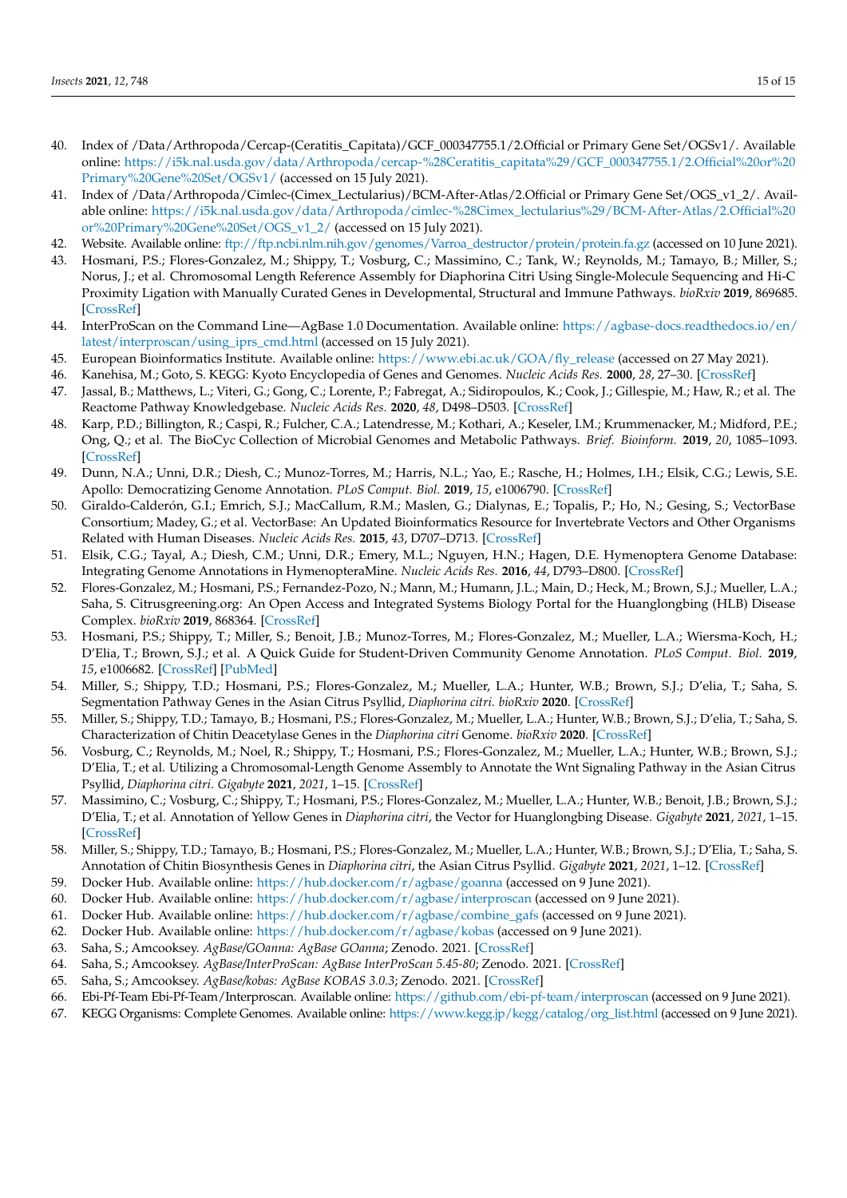40. Index of /Data/Arthropoda/Cercap-(Ceratitis_Capitata)/GCF_000347755.1/2.Official or Primary Gene Set/OGSv1/. Available online: https://i5k.nal.usda.gov/data/Arthropoda/cercap-%28Ceratitis_capitata%29/GCF_000347755.1/2.Official%20or%20Primary%20Gene%20Set/OGSv1/ (accessed on 15 July 2021).
41. Index of /Data/Arthropoda/Cimlec-(Cimex_Lectularius)/BCM-After-Atlas/2.Official or Primary Gene Set/OGS_v1_2/. Available online: https://i5k.nal.usda.gov/data/Arthropoda/cimlec-%28Cimex_lectularius%29/BCM-After-Atlas/2.Official%20or%20Primary%20Gene%20Set/OGS_v1_2/ (accessed on 15 July 2021).
42. Website. Available online: ftp://ftp.ncbi.nlm.nih.gov/genomes/Varroa_destructor/protein/protein.fa.gz (accessed on 10 June 2021).
43. Hosmani, P.S.; Flores-Gonzalez, M.; Shippy, T.; Vosburg, C.; Massimino, C.; Tank, W.; Reynolds, M.; Tamayo, B.; Miller, S.; Norus, J.; et al. Chromosomal Length Reference Assembly for Diaphorina Citri Using Single-Molecule Sequencing and Hi-C Proximity Ligation with Manually Curated Genes in Developmental, Structural and Immune Pathways. *bioRxiv* **2019**, 869685. [CrossRef]
44. InterProScan on the Command Line—AgBase 1.0 Documentation. Available online: https://agbase-docs.readthedocs.io/en/latest/interproscan/using_iprs_cmd.html (accessed on 15 July 2021).
45. European Bioinformatics Institute. Available online: https://www.ebi.ac.uk/GOA/fly_release (accessed on 27 May 2021).
46. Kanehisa, M.; Goto, S. KEGG: Kyoto Encyclopedia of Genes and Genomes. *Nucleic Acids Res.* **2000**, *28*, 27–30. [CrossRef]
47. Jassal, B.; Matthews, L.; Viteri, G.; Gong, C.; Lorente, P.; Fabregat, A.; Sidiropoulos, K.; Cook, J.; Gillespie, M.; Haw, R.; et al. The Reactome Pathway Knowledgebase. *Nucleic Acids Res.* **2020**, *48*, D498–D503. [CrossRef]
48. Karp, P.D.; Billington, R.; Caspi, R.; Fulcher, C.A.; Latendresse, M.; Kothari, A.; Keseler, I.M.; Krummenacker, M.; Midford, P.E.; Ong, Q.; et al. The BioCyc Collection of Microbial Genomes and Metabolic Pathways. *Brief. Bioinform.* **2019**, *20*, 1085–1093. [CrossRef]
49. Dunn, N.A.; Unni, D.R.; Diesh, C.; Munoz-Torres, M.; Harris, N.L.; Yao, E.; Rasche, H.; Holmes, I.H.; Elsik, C.G.; Lewis, S.E. Apollo: Democratizing Genome Annotation. *PLoS Comput. Biol.* **2019**, *15*, e1006790. [CrossRef]
50. Giraldo-Calderón, G.I.; Emrich, S.J.; MacCallum, R.M.; Maslen, G.; Dialynas, E.; Topalis, P.; Ho, N.; Gesing, S.; VectorBase Consortium; Madey, G.; et al. VectorBase: An Updated Bioinformatics Resource for Invertebrate Vectors and Other Organisms Related with Human Diseases. *Nucleic Acids Res.* **2015**, *43*, D707–D713. [CrossRef]
51. Elsik, C.G.; Tayal, A.; Diesh, C.M.; Unni, D.R.; Emery, M.L.; Nguyen, H.N.; Hagen, D.E. Hymenoptera Genome Database: Integrating Genome Annotations in HymenopteraMine. *Nucleic Acids Res.* **2016**, *44*, D793–D800. [CrossRef]
52. Flores-Gonzalez, M.; Hosmani, P.S.; Fernandez-Pozo, N.; Mann, M.; Humann, J.L.; Main, D.; Heck, M.; Brown, S.J.; Mueller, L.A.; Saha, S. Citrusgreening.org: An Open Access and Integrated Systems Biology Portal for the Huanglongbing (HLB) Disease Complex. *bioRxiv* **2019**, 868364. [CrossRef]
53. Hosmani, P.S.; Shippy, T.; Miller, S.; Benoit, J.B.; Munoz-Torres, M.; Flores-Gonzalez, M.; Mueller, L.A.; Wiersma-Koch, H.; D'Elia, T.; Brown, S.J.; et al. A Quick Guide for Student-Driven Community Genome Annotation. *PLoS Comput. Biol.* **2019**, *15*, e1006682. [CrossRef] [PubMed]
54. Miller, S.; Shippy, T.D.; Hosmani, P.S.; Flores-Gonzalez, M.; Mueller, L.A.; Hunter, W.B.; Brown, S.J.; D'elia, T.; Saha, S. Segmentation Pathway Genes in the Asian Citrus Psyllid, *Diaphorina citri*. *bioRxiv* **2020**. [CrossRef]
55. Miller, S.; Shippy, T.D.; Tamayo, B.; Hosmani, P.S.; Flores-Gonzalez, M.; Mueller, L.A.; Hunter, W.B.; Brown, S.J.; D'elia, T.; Saha, S. Characterization of Chitin Deacetylase Genes in the *Diaphorina citri* Genome. *bioRxiv* **2020**. [CrossRef]
56. Vosburg, C.; Reynolds, M.; Noel, R.; Shippy, T.; Hosmani, P.S.; Flores-Gonzalez, M.; Mueller, L.A.; Hunter, W.B.; Brown, S.J.; D'Elia, T.; et al. Utilizing a Chromosomal-Length Genome Assembly to Annotate the Wnt Signaling Pathway in the Asian Citrus Psyllid, *Diaphorina citri*. *Gigabyte* **2021**, *2021*, 1–15. [CrossRef]
57. Massimino, C.; Vosburg, C.; Shippy, T.; Hosmani, P.S.; Flores-Gonzalez, M.; Mueller, L.A.; Hunter, W.B.; Benoit, J.B.; Brown, S.J.; D'Elia, T.; et al. Annotation of Yellow Genes in *Diaphorina citri*, the Vector for Huanglongbing Disease. *Gigabyte* **2021**, *2021*, 1–15. [CrossRef]
58. Miller, S.; Shippy, T.D.; Tamayo, B.; Hosmani, P.S.; Flores-Gonzalez, M.; Mueller, L.A.; Hunter, W.B.; Brown, S.J.; D'Elia, T.; Saha, S. Annotation of Chitin Biosynthesis Genes in *Diaphorina citri*, the Asian Citrus Psyllid. *Gigabyte* **2021**, *2021*, 1–12. [CrossRef]
59. Docker Hub. Available online: https://hub.docker.com/r/agbase/goanna (accessed on 9 June 2021).
60. Docker Hub. Available online: https://hub.docker.com/r/agbase/interproscan (accessed on 9 June 2021).
61. Docker Hub. Available online: https://hub.docker.com/r/agbase/combine_gafs (accessed on 9 June 2021).
62. Docker Hub. Available online: https://hub.docker.com/r/agbase/kobas (accessed on 9 June 2021).
63. Saha, S.; Amcooksey. *AgBase/GOanna: AgBase GOanna*; Zenodo. 2021. [CrossRef]
64. Saha, S.; Amcooksey. *AgBase/InterProScan: AgBase InterProScan 5.45-80*; Zenodo. 2021. [CrossRef]
65. Saha, S.; Amcooksey. *AgBase/kobas: AgBase KOBAS 3.0.3*; Zenodo. 2021. [CrossRef]
66. Ebi-Pf-Team Ebi-Pf-Team/Interproscan. Available online: https://github.com/ebi-pf-team/interproscan (accessed on 9 June 2021).
67. KEGG Organisms: Complete Genomes. Available online: https://www.kegg.jp/kegg/catalog/org_list.html (accessed on 9 June 2021).